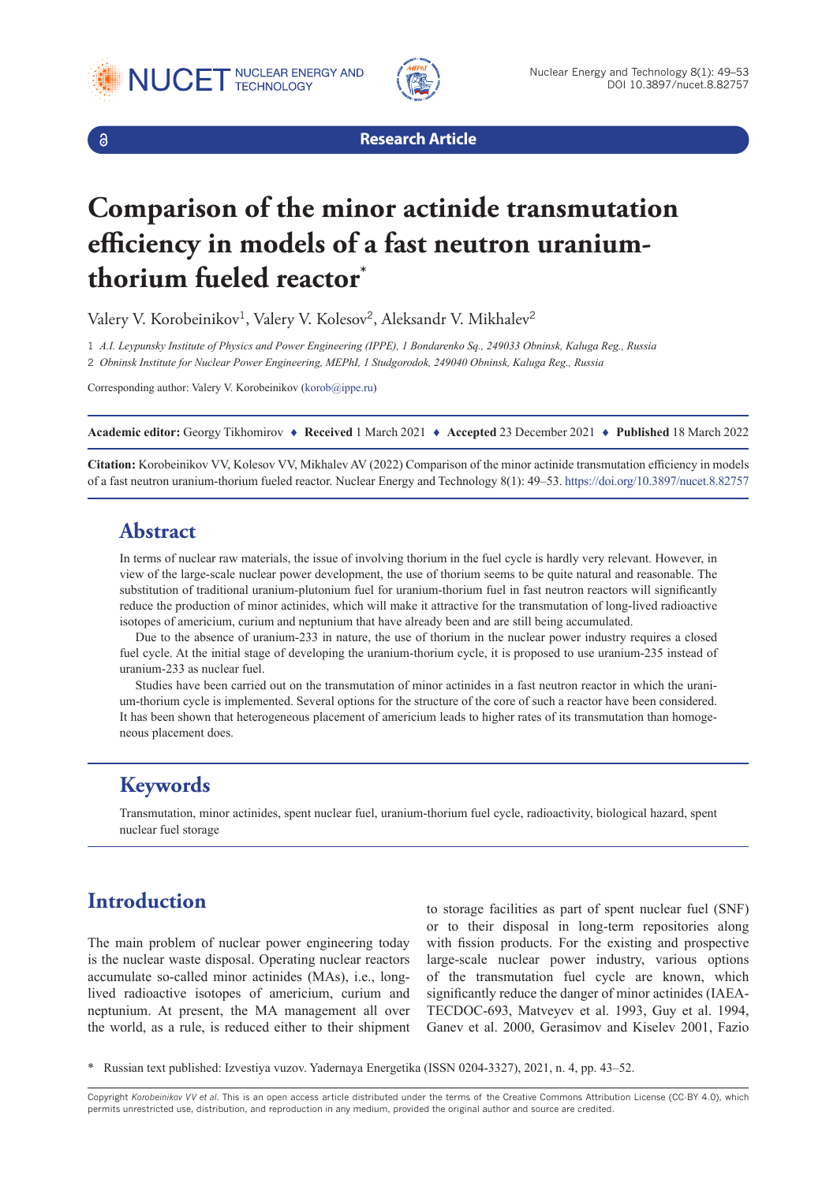Research Article

# Comparison of the minor actinide transmutation efficiency in models of a fast neutron uranium-thorium fueled reactor*

Valery V. Korobeinikov[1], Valery V. Kolesov[2], Aleksandr V. Mikhalev[2]

1 *A.I. Leypunsky Institute of Physics and Power Engineering (IPPE), 1 Bondarenko Sq., 249033 Obninsk, Kaluga Reg., Russia*

2 *Obninsk Institute for Nuclear Power Engineering, MEPhI, 1 Studgorodok, 249040 Obninsk, Kaluga Reg., Russia*

Corresponding author: Valery V. Korobeinikov (korob@ippe.ru)

**Academic editor:** Georgy Tikhomirov ♦ **Received** 1 March 2021 ♦ **Accepted** 23 December 2021 ♦ **Published** 18 March 2022

**Citation:** Korobeinikov VV, Kolesov VV, Mikhalev AV (2022) Comparison of the minor actinide transmutation efficiency in models of a fast neutron uranium-thorium fueled reactor. Nuclear Energy and Technology 8(1): 49–53. https://doi.org/10.3897/nucet.8.82757

## Abstract

In terms of nuclear raw materials, the issue of involving thorium in the fuel cycle is hardly very relevant. However, in view of the large-scale nuclear power development, the use of thorium seems to be quite natural and reasonable. The substitution of traditional uranium-plutonium fuel for uranium-thorium fuel in fast neutron reactors will significantly reduce the production of minor actinides, which will make it attractive for the transmutation of long-lived radioactive isotopes of americium, curium and neptunium that have already been and are still being accumulated.

Due to the absence of uranium-233 in nature, the use of thorium in the nuclear power industry requires a closed fuel cycle. At the initial stage of developing the uranium-thorium cycle, it is proposed to use uranium-235 instead of uranium-233 as nuclear fuel.

Studies have been carried out on the transmutation of minor actinides in a fast neutron reactor in which the uranium-thorium cycle is implemented. Several options for the structure of the core of such a reactor have been considered. It has been shown that heterogeneous placement of americium leads to higher rates of its transmutation than homogeneous placement does.

## Keywords

Transmutation, minor actinides, spent nuclear fuel, uranium-thorium fuel cycle, radioactivity, biological hazard, spent nuclear fuel storage

## Introduction

The main problem of nuclear power engineering today is the nuclear waste disposal. Operating nuclear reactors accumulate so-called minor actinides (MAs), i.e., long-lived radioactive isotopes of americium, curium and neptunium. At present, the MA management all over the world, as a rule, is reduced either to their shipment to storage facilities as part of spent nuclear fuel (SNF) or to their disposal in long-term repositories along with fission products. For the existing and prospective large-scale nuclear power industry, various options of the transmutation fuel cycle are known, which significantly reduce the danger of minor actinides (IAEA-TECDOC-693, Matveyev et al. 1993, Guy et al. 1994, Ganev et al. 2000, Gerasimov and Kiselev 2001, Fazio

\* Russian text published: Izvestiya vuzov. Yadernaya Energetika (ISSN 0204-3327), 2021, n. 4, pp. 43–52.

Copyright *Korobeinikov VV et al.* This is an open access article distributed under the terms of the Creative Commons Attribution License (CC-BY 4.0), which permits unrestricted use, distribution, and reproduction in any medium, provided the original author and source are credited.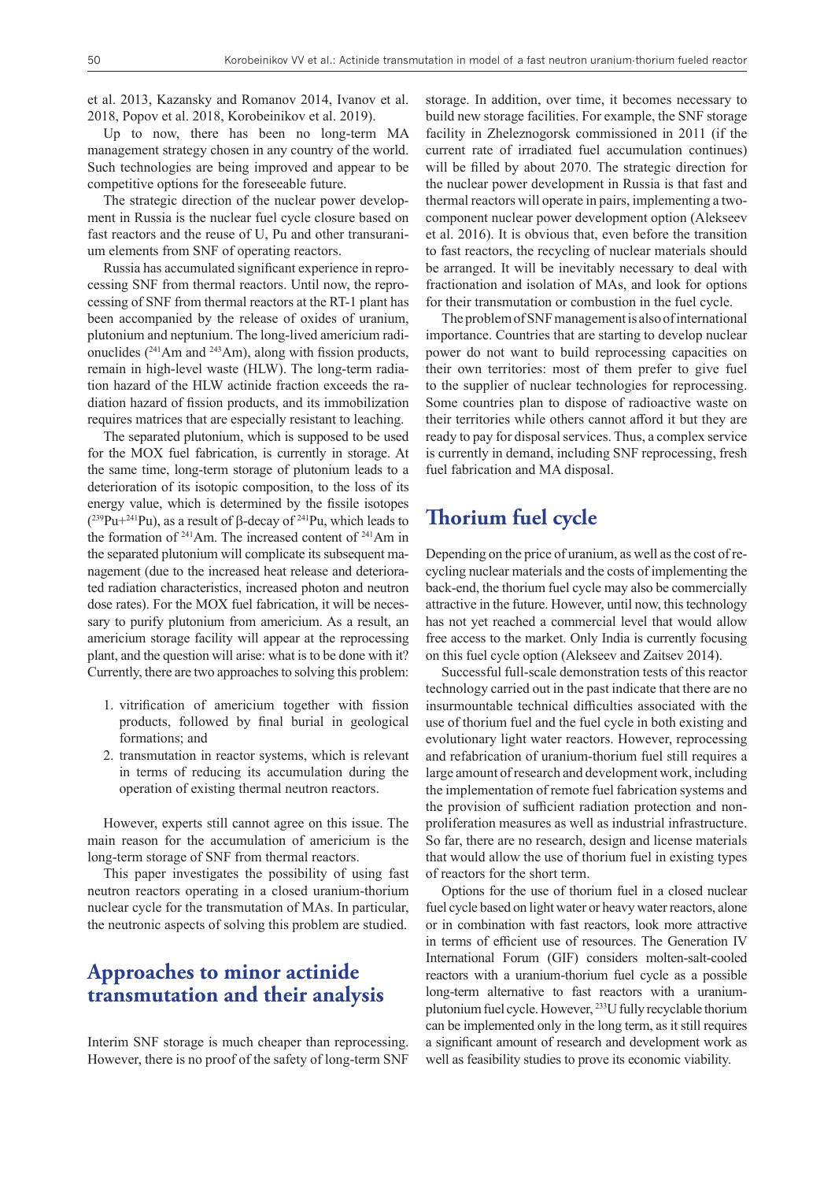et al. 2013, Kazansky and Romanov 2014, Ivanov et al. 2018, Popov et al. 2018, Korobeinikov et al. 2019).

Up to now, there has been no long-term MA management strategy chosen in any country of the world. Such technologies are being improved and appear to be competitive options for the foreseeable future.

The strategic direction of the nuclear power development in Russia is the nuclear fuel cycle closure based on fast reactors and the reuse of U, Pu and other transuranium elements from SNF of operating reactors.

Russia has accumulated significant experience in reprocessing SNF from thermal reactors. Until now, the reprocessing of SNF from thermal reactors at the RT-1 plant has been accompanied by the release of oxides of uranium, plutonium and neptunium. The long-lived americium radionuclides ($^{241}$Am and $^{243}$Am), along with fission products, remain in high-level waste (HLW). The long-term radiation hazard of the HLW actinide fraction exceeds the radiation hazard of fission products, and its immobilization requires matrices that are especially resistant to leaching.

The separated plutonium, which is supposed to be used for the MOX fuel fabrication, is currently in storage. At the same time, long-term storage of plutonium leads to a deterioration of its isotopic composition, to the loss of its energy value, which is determined by the fissile isotopes ($^{239}$Pu+$^{241}$Pu), as a result of β-decay of $^{241}$Pu, which leads to the formation of $^{241}$Am. The increased content of $^{241}$Am in the separated plutonium will complicate its subsequent management (due to the increased heat release and deteriorated radiation characteristics, increased photon and neutron dose rates). For the MOX fuel fabrication, it will be necessary to purify plutonium from americium. As a result, an americium storage facility will appear at the reprocessing plant, and the question will arise: what is to be done with it? Currently, there are two approaches to solving this problem:

1. vitrification of americium together with fission products, followed by final burial in geological formations; and
2. transmutation in reactor systems, which is relevant in terms of reducing its accumulation during the operation of existing thermal neutron reactors.

However, experts still cannot agree on this issue. The main reason for the accumulation of americium is the long-term storage of SNF from thermal reactors.

This paper investigates the possibility of using fast neutron reactors operating in a closed uranium-thorium nuclear cycle for the transmutation of MAs. In particular, the neutronic aspects of solving this problem are studied.

## Approaches to minor actinide transmutation and their analysis

Interim SNF storage is much cheaper than reprocessing. However, there is no proof of the safety of long-term SNF storage. In addition, over time, it becomes necessary to build new storage facilities. For example, the SNF storage facility in Zheleznogorsk commissioned in 2011 (if the current rate of irradiated fuel accumulation continues) will be filled by about 2070. The strategic direction for the nuclear power development in Russia is that fast and thermal reactors will operate in pairs, implementing a two-component nuclear power development option (Alekseev et al. 2016). It is obvious that, even before the transition to fast reactors, the recycling of nuclear materials should be arranged. It will be inevitably necessary to deal with fractionation and isolation of MAs, and look for options for their transmutation or combustion in the fuel cycle.

The problem of SNF management is also of international importance. Countries that are starting to develop nuclear power do not want to build reprocessing capacities on their own territories: most of them prefer to give fuel to the supplier of nuclear technologies for reprocessing. Some countries plan to dispose of radioactive waste on their territories while others cannot afford it but they are ready to pay for disposal services. Thus, a complex service is currently in demand, including SNF reprocessing, fresh fuel fabrication and MA disposal.

## Thorium fuel cycle

Depending on the price of uranium, as well as the cost of recycling nuclear materials and the costs of implementing the back-end, the thorium fuel cycle may also be commercially attractive in the future. However, until now, this technology has not yet reached a commercial level that would allow free access to the market. Only India is currently focusing on this fuel cycle option (Alekseev and Zaitsev 2014).

Successful full-scale demonstration tests of this reactor technology carried out in the past indicate that there are no insurmountable technical difficulties associated with the use of thorium fuel and the fuel cycle in both existing and evolutionary light water reactors. However, reprocessing and refabrication of uranium-thorium fuel still requires a large amount of research and development work, including the implementation of remote fuel fabrication systems and the provision of sufficient radiation protection and non-proliferation measures as well as industrial infrastructure. So far, there are no research, design and license materials that would allow the use of thorium fuel in existing types of reactors for the short term.

Options for the use of thorium fuel in a closed nuclear fuel cycle based on light water or heavy water reactors, alone or in combination with fast reactors, look more attractive in terms of efficient use of resources. The Generation IV International Forum (GIF) considers molten-salt-cooled reactors with a uranium-thorium fuel cycle as a possible long-term alternative to fast reactors with a uranium-plutonium fuel cycle. However, $^{233}$U fully recyclable thorium can be implemented only in the long term, as it still requires a significant amount of research and development work as well as feasibility studies to prove its economic viability.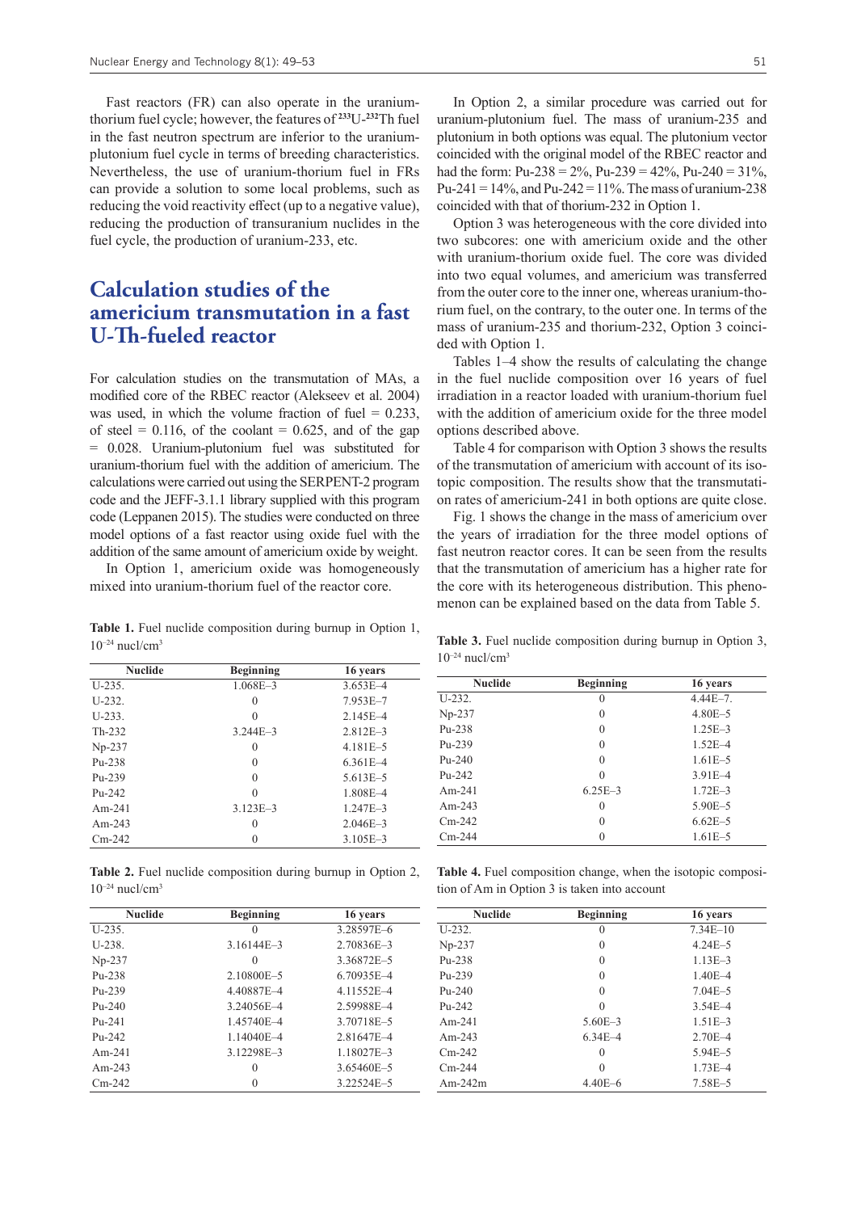Fast reactors (FR) can also operate in the uranium-thorium fuel cycle; however, the features of $^{233}$U-$^{232}$Th fuel in the fast neutron spectrum are inferior to the uranium-plutonium fuel cycle in terms of breeding characteristics. Nevertheless, the use of uranium-thorium fuel in FRs can provide a solution to some local problems, such as reducing the void reactivity effect (up to a negative value), reducing the production of transuranium nuclides in the fuel cycle, the production of uranium-233, etc.

## Calculation studies of the americium transmutation in a fast U-Th-fueled reactor

For calculation studies on the transmutation of MAs, a modified core of the RBEC reactor (Alekseev et al. 2004) was used, in which the volume fraction of fuel = 0.233, of steel = 0.116, of the coolant = 0.625, and of the gap = 0.028. Uranium-plutonium fuel was substituted for uranium-thorium fuel with the addition of americium. The calculations were carried out using the SERPENT-2 program code and the JEFF-3.1.1 library supplied with this program code (Leppanen 2015). The studies were conducted on three model options of a fast reactor using oxide fuel with the addition of the same amount of americium oxide by weight.

In Option 1, americium oxide was homogeneously mixed into uranium-thorium fuel of the reactor core.

In Option 2, a similar procedure was carried out for uranium-plutonium fuel. The mass of uranium-235 and plutonium in both options was equal. The plutonium vector coincided with the original model of the RBEC reactor and had the form: Pu-238 = 2%, Pu-239 = 42%, Pu-240 = 31%, Pu-241 = 14%, and Pu-242 = 11%. The mass of uranium-238 coincided with that of thorium-232 in Option 1.

Option 3 was heterogeneous with the core divided into two subcores: one with americium oxide and the other with uranium-thorium oxide fuel. The core was divided into two equal volumes, and americium was transferred from the outer core to the inner one, whereas uranium-thorium fuel, on the contrary, to the outer one. In terms of the mass of uranium-235 and thorium-232, Option 3 coincided with Option 1.

Tables 1–4 show the results of calculating the change in the fuel nuclide composition over 16 years of fuel irradiation in a reactor loaded with uranium-thorium fuel with the addition of americium oxide for the three model options described above.

Table 4 for comparison with Option 3 shows the results of the transmutation of americium with account of its isotopic composition. The results show that the transmutation rates of americium-241 in both options are quite close.

Fig. 1 shows the change in the mass of americium over the years of irradiation for the three model options of fast neutron reactor cores. It can be seen from the results that the transmutation of americium has a higher rate for the core with its heterogeneous distribution. This phenomenon can be explained based on the data from Table 5.

**Table 1.** Fuel nuclide composition during burnup in Option 1, $10^{-24}$ nucl/cm$^3$

| Nuclide | Beginning | 16 years |
|---|---|---|
| U-235. | 1.068E–3 | 3.653E–4 |
| U-232. | 0 | 7.953E–7 |
| U-233. | 0 | 2.145E–4 |
| Th-232 | 3.244E–3 | 2.812E–3 |
| Np-237 | 0 | 4.181E–5 |
| Pu-238 | 0 | 6.361E–4 |
| Pu-239 | 0 | 5.613E–5 |
| Pu-242 | 0 | 1.808E–4 |
| Am-241 | 3.123E–3 | 1.247E–3 |
| Am-243 | 0 | 2.046E–3 |
| Cm-242 | 0 | 3.105E–3 |

**Table 2.** Fuel nuclide composition during burnup in Option 2, $10^{-24}$ nucl/cm$^3$

| Nuclide | Beginning | 16 years |
|---|---|---|
| U-235. | 0 | 3.28597E–6 |
| U-238. | 3.16144E–3 | 2.70836E–3 |
| Np-237 | 0 | 3.36872E–5 |
| Pu-238 | 2.10800E–5 | 6.70935E–4 |
| Pu-239 | 4.40887E–4 | 4.11552E–4 |
| Pu-240 | 3.24056E–4 | 2.59988E–4 |
| Pu-241 | 1.45740E–4 | 3.70718E–5 |
| Pu-242 | 1.14040E–4 | 2.81647E–4 |
| Am-241 | 3.12298E–3 | 1.18027E–3 |
| Am-243 | 0 | 3.65460E–5 |
| Cm-242 | 0 | 3.22524E–5 |

**Table 3.** Fuel nuclide composition during burnup in Option 3, $10^{-24}$ nucl/cm$^3$

| Nuclide | Beginning | 16 years |
|---|---|---|
| U-232. | 0 | 4.44E–7. |
| Np-237 | 0 | 4.80E–5 |
| Pu-238 | 0 | 1.25E–3 |
| Pu-239 | 0 | 1.52E–4 |
| Pu-240 | 0 | 1.61E–5 |
| Pu-242 | 0 | 3.91E–4 |
| Am-241 | 6.25E–3 | 1.72E–3 |
| Am-243 | 0 | 5.90E–5 |
| Cm-242 | 0 | 6.62E–5 |
| Cm-244 | 0 | 1.61E–5 |

**Table 4.** Fuel composition change, when the isotopic composition of Am in Option 3 is taken into account

| Nuclide | Beginning | 16 years |
|---|---|---|
| U-232. | 0 | 7.34E–10 |
| Np-237 | 0 | 4.24E–5 |
| Pu-238 | 0 | 1.13E–3 |
| Pu-239 | 0 | 1.40E–4 |
| Pu-240 | 0 | 7.04E–5 |
| Pu-242 | 0 | 3.54E–4 |
| Am-241 | 5.60E–3 | 1.51E–3 |
| Am-243 | 6.34E–4 | 2.70E–4 |
| Cm-242 | 0 | 5.94E–5 |
| Cm-244 | 0 | 1.73E–4 |
| Am-242m | 4.40E–6 | 7.58E–5 |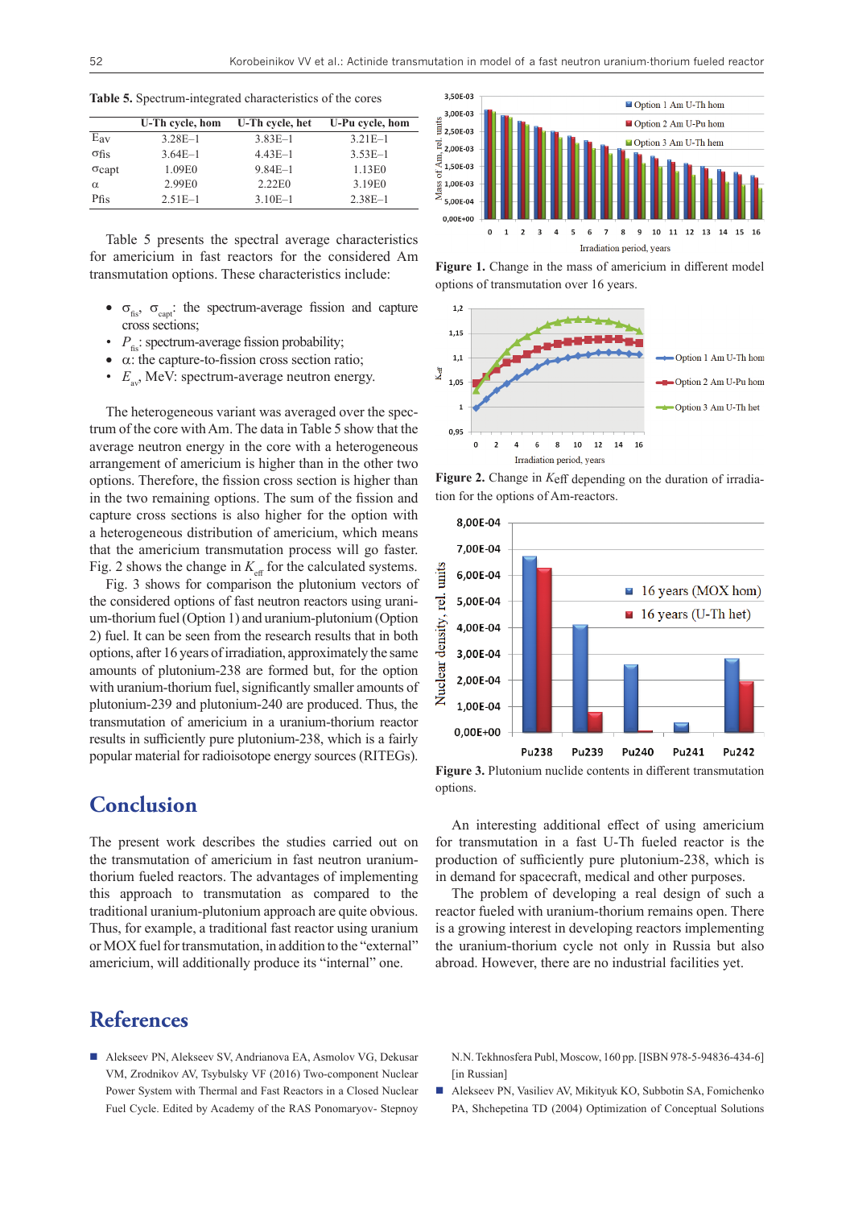**Table 5.** Spectrum-integrated characteristics of the cores

| | U-Th cycle, hom | U-Th cycle, het | U-Pu cycle, hom |
|---|---|---|---|
| Eav | 3.28E–1 | 3.83E–1 | 3.21E–1 |
| σfis | 3.64E–1 | 4.43E–1 | 3.53E–1 |
| σcapt | 1.09E0 | 9.84E–1 | 1.13E0 |
| α | 2.99E0 | 2.22E0 | 3.19E0 |
| Pfis | 2.51E–1 | 3.10E–1 | 2.38E–1 |

Table 5 presents the spectral average characteristics for americium in fast reactors for the considered Am transmutation options. These characteristics include:

- $\sigma_{fis}$, $\sigma_{capt}$: the spectrum-average fission and capture cross sections;
- $P_{fis}$: spectrum-average fission probability;
- α: the capture-to-fission cross section ratio;
- $E_{av}$, MeV: spectrum-average neutron energy.

The heterogeneous variant was averaged over the spectrum of the core with Am. The data in Table 5 show that the average neutron energy in the core with a heterogeneous arrangement of americium is higher than in the other two options. Therefore, the fission cross section is higher than in the two remaining options. The sum of the fission and capture cross sections is also higher for the option with a heterogeneous distribution of americium, which means that the americium transmutation process will go faster. Fig. 2 shows the change in $K_{eff}$ for the calculated systems.

Fig. 3 shows for comparison the plutonium vectors of the considered options of fast neutron reactors using uranium-thorium fuel (Option 1) and uranium-plutonium (Option 2) fuel. It can be seen from the research results that in both options, after 16 years of irradiation, approximately the same amounts of plutonium-238 are formed but, for the option with uranium-thorium fuel, significantly smaller amounts of plutonium-239 and plutonium-240 are produced. Thus, the transmutation of americium in a uranium-thorium reactor results in sufficiently pure plutonium-238, which is a fairly popular material for radioisotope energy sources (RITEGs).

**Figure 1.** Change in the mass of americium in different model options of transmutation over 16 years.

**Figure 2.** Change in *Keff* depending on the duration of irradiation for the options of Am-reactors.

**Figure 3.** Plutonium nuclide contents in different transmutation options.

## Conclusion

The present work describes the studies carried out on the transmutation of americium in fast neutron uranium-thorium fueled reactors. The advantages of implementing this approach to transmutation as compared to the traditional uranium-plutonium approach are quite obvious. Thus, for example, a traditional fast reactor using uranium or MOX fuel for transmutation, in addition to the "external" americium, will additionally produce its "internal" one.

An interesting additional effect of using americium for transmutation in a fast U-Th fueled reactor is the production of sufficiently pure plutonium-238, which is in demand for spacecraft, medical and other purposes.

The problem of developing a real design of such a reactor fueled with uranium-thorium remains open. There is a growing interest in developing reactors implementing the uranium-thorium cycle not only in Russia but also abroad. However, there are no industrial facilities yet.

## References

- Alekseev PN, Alekseev SV, Andrianova EA, Asmolov VG, Dekusar VM, Zrodnikov AV, Tsybulsky VF (2016) Two-component Nuclear Power System with Thermal and Fast Reactors in a Closed Nuclear Fuel Cycle. Edited by Academy of the RAS Ponomaryov- Stepnoy N.N. Tekhnosfera Publ, Moscow, 160 pp. [ISBN 978-5-94836-434-6] [in Russian]
- Alekseev PN, Vasiliev AV, Mikityuk KO, Subbotin SA, Fomichenko PA, Shchepetina TD (2004) Optimization of Conceptual Solutions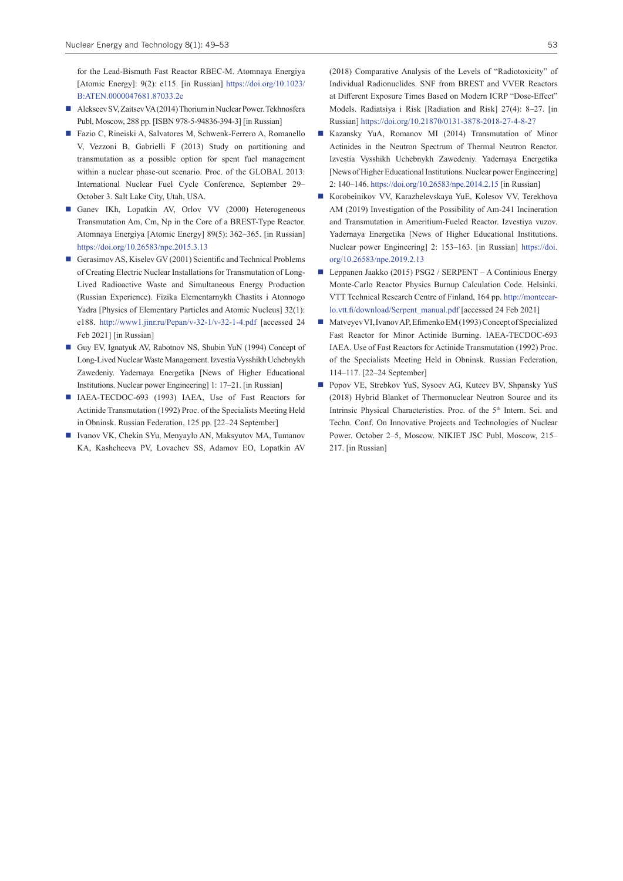for the Lead-Bismuth Fast Reactor RBEC-M. Atomnaya Energiya [Atomic Energy]: 9(2): e115. [in Russian] https://doi.org/10.1023/B:ATEN.0000047681.87033.2e

- Alekseev SV, Zaitsev VA (2014) Thorium in Nuclear Power. Tekhnosfera Publ, Moscow, 288 pp. [ISBN 978-5-94836-394-3] [in Russian]
- Fazio C, Rineiski A, Salvatores M, Schwenk-Ferrero A, Romanello V, Vezzoni B, Gabrielli F (2013) Study on partitioning and transmutation as a possible option for spent fuel management within a nuclear phase-out scenario. Proc. of the GLOBAL 2013: International Nuclear Fuel Cycle Conference, September 29–October 3. Salt Lake City, Utah, USA.
- Ganev IKh, Lopatkin AV, Orlov VV (2000) Heterogeneous Transmutation Am, Cm, Np in the Core of a BREST-Type Reactor. Atomnaya Energiya [Atomic Energy] 89(5): 362–365. [in Russian] https://doi.org/10.26583/npe.2015.3.13
- Gerasimov AS, Kiselev GV (2001) Scientific and Technical Problems of Creating Electric Nuclear Installations for Transmutation of Long-Lived Radioactive Waste and Simultaneous Energy Production (Russian Experience). Fizika Elementarnykh Chastits i Atonnogo Yadra [Physics of Elementary Particles and Atomic Nucleus] 32(1): e188. http://www1.jinr.ru/Pepan/v-32-1/v-32-1-4.pdf [accessed 24 Feb 2021] [in Russian]
- Guy EV, Ignatyuk AV, Rabotnov NS, Shubin YuN (1994) Concept of Long-Lived Nuclear Waste Management. Izvestia Vysshikh Uchebnykh Zawedeniy. Yadernaya Energetika [News of Higher Educational Institutions. Nuclear power Engineering] 1: 17–21. [in Russian]
- IAEA-TECDOC-693 (1993) IAEA, Use of Fast Reactors for Actinide Transmutation (1992) Proc. of the Specialists Meeting Held in Obninsk. Russian Federation, 125 pp. [22–24 September]
- Ivanov VK, Chekin SYu, Menyaylo AN, Maksyutov MA, Tumanov KA, Kashcheeva PV, Lovachev SS, Adamov EO, Lopatkin AV (2018) Comparative Analysis of the Levels of "Radiotoxicity" of Individual Radionuclides. SNF from BREST and VVER Reactors at Different Exposure Times Based on Modern ICRP "Dose-Effect" Models. Radiatsiya i Risk [Radiation and Risk] 27(4): 8–27. [in Russian] https://doi.org/10.21870/0131-3878-2018-27-4-8-27
- Kazansky YuA, Romanov MI (2014) Transmutation of Minor Actinides in the Neutron Spectrum of Thermal Neutron Reactor. Izvestia Vysshikh Uchebnykh Zawedeniy. Yadernaya Energetika [News of Higher Educational Institutions. Nuclear power Engineering] 2: 140–146. https://doi.org/10.26583/npe.2014.2.15 [in Russian]
- Korobeinikov VV, Karazhelevskaya YuE, Kolesov VV, Terekhova AM (2019) Investigation of the Possibility of Am-241 Incineration and Transmutation in Ameritium-Fueled Reactor. Izvestiya vuzov. Yadernaya Energetika [News of Higher Educational Institutions. Nuclear power Engineering] 2: 153–163. [in Russian] https://doi.org/10.26583/npe.2019.2.13
- Leppanen Jaakko (2015) PSG2 / SERPENT – A Continious Energy Monte-Carlo Reactor Physics Burnup Calculation Code. Helsinki. VTT Technical Research Centre of Finland, 164 pp. http://montecarlo.vtt.fi/download/Serpent_manual.pdf [accessed 24 Feb 2021]
- Matveyev VI, Ivanov AP, Efimenko EM (1993) Concept of Specialized Fast Reactor for Minor Actinide Burning. IAEA-TECDOC-693 IAEA. Use of Fast Reactors for Actinide Transmutation (1992) Proc. of the Specialists Meeting Held in Obninsk. Russian Federation, 114–117. [22–24 September]
- Popov VE, Strebkov YuS, Sysoev AG, Kuteev BV, Shpansky YuS (2018) Hybrid Blanket of Thermonuclear Neutron Source and its Intrinsic Physical Characteristics. Proc. of the 5th Intern. Sci. and Techn. Conf. On Innovative Projects and Technologies of Nuclear Power. October 2–5, Moscow. NIKIET JSC Publ, Moscow, 215–217. [in Russian]